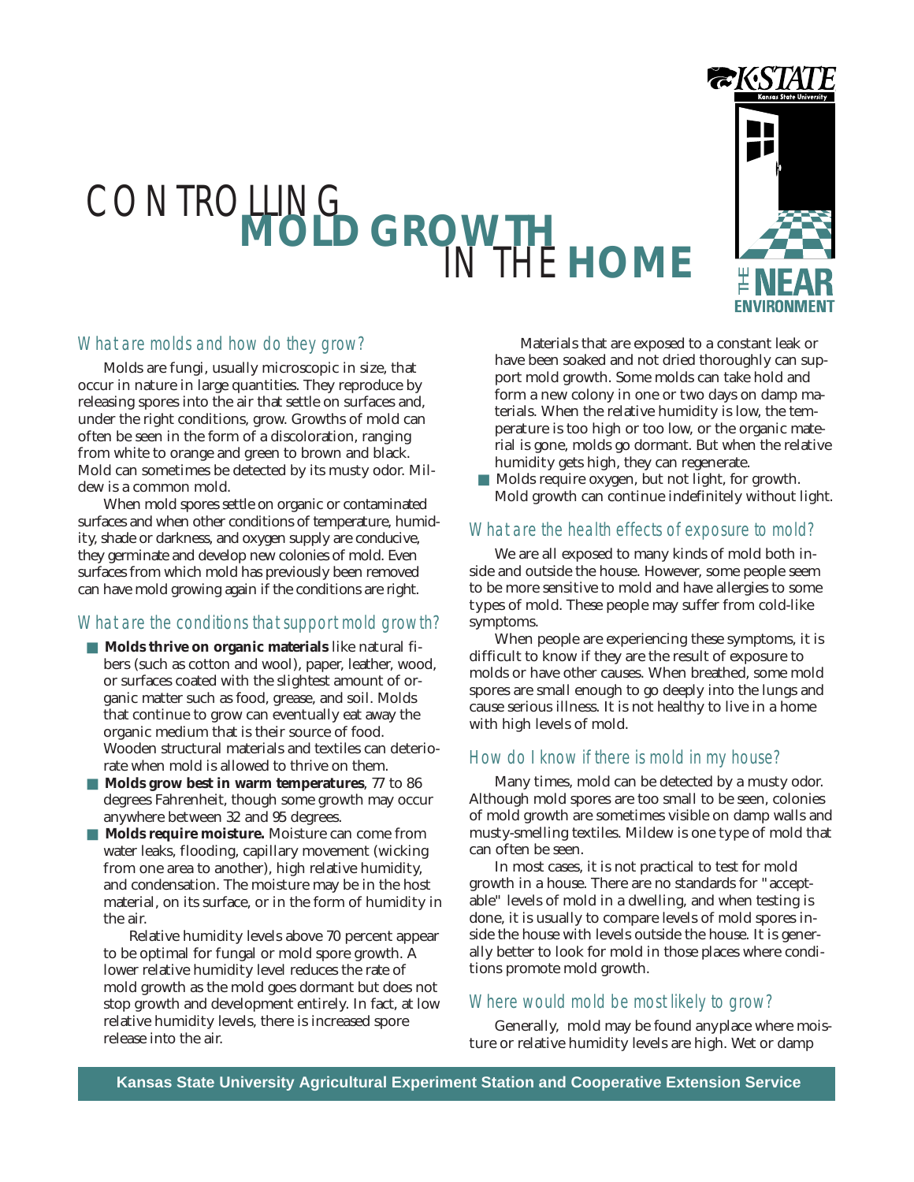# CONTROLLING MOLD GROWTH IN THE HOME

K-STATE Kansas State University

THE NEAR ENVIRONMENT

## What are molds and how do they grow?

Molds are fungi, usually microscopic in size, that occur in nature in large quantities. They reproduce by releasing spores into the air that settle on surfaces and, under the right conditions, grow. Growths of mold can often be seen in the form of a discoloration, ranging from white to orange and green to brown and black. Mold can sometimes be detected by its musty odor. Mildew is a common mold.

When mold spores settle on organic or contaminated surfaces and when other conditions of temperature, humidity, shade or darkness, and oxygen supply are conducive, they germinate and develop new colonies of mold. Even surfaces from which mold has previously been removed can have mold growing again if the conditions are right.

## What are the conditions that support mold growth?

- **Molds thrive on organic materials** like natural fibers (such as cotton and wool), paper, leather, wood, or surfaces coated with the slightest amount of organic matter such as food, grease, and soil. Molds that continue to grow can eventually eat away the organic medium that is their source of food. Wooden structural materials and textiles can deteriorate when mold is allowed to thrive on them.
- **Molds grow best in warm temperatures**, 77 to 86 degrees Fahrenheit, though some growth may occur anywhere between 32 and 95 degrees.
- **Molds require moisture.** Moisture can come from water leaks, flooding, capillary movement (wicking from one area to another), high relative humidity, and condensation. The moisture may be in the host material, on its surface, or in the form of humidity in the air.

  Relative humidity levels above 70 percent appear to be optimal for fungal or mold spore growth. A lower relative humidity level reduces the rate of mold growth as the mold goes dormant but does not stop growth and development entirely. In fact, at low relative humidity levels, there is increased spore release into the air.

  Materials that are exposed to a constant leak or have been soaked and not dried thoroughly can support mold growth. Some molds can take hold and form a new colony in one or two days on damp materials. When the relative humidity is low, the temperature is too high or too low, or the organic material is gone, molds go dormant. But when the relative humidity gets high, they can regenerate.
- Molds require oxygen, but not light, for growth. Mold growth can continue indefinitely without light.

## What are the health effects of exposure to mold?

We are all exposed to many kinds of mold both inside and outside the house. However, some people seem to be more sensitive to mold and have allergies to some types of mold. These people may suffer from cold-like symptoms.

When people are experiencing these symptoms, it is difficult to know if they are the result of exposure to molds or have other causes. When breathed, some mold spores are small enough to go deeply into the lungs and cause serious illness. It is not healthy to live in a home with high levels of mold.

## How do I know if there is mold in my house?

Many times, mold can be detected by a musty odor. Although mold spores are too small to be seen, colonies of mold growth are sometimes visible on damp walls and musty-smelling textiles. Mildew is one type of mold that can often be seen.

In most cases, it is not practical to test for mold growth in a house. There are no standards for "acceptable" levels of mold in a dwelling, and when testing is done, it is usually to compare levels of mold spores inside the house with levels outside the house. It is generally better to look for mold in those places where conditions promote mold growth.

## Where would mold be most likely to grow?

Generally, mold may be found anyplace where moisture or relative humidity levels are high. Wet or damp

Kansas State University Agricultural Experiment Station and Cooperative Extension Service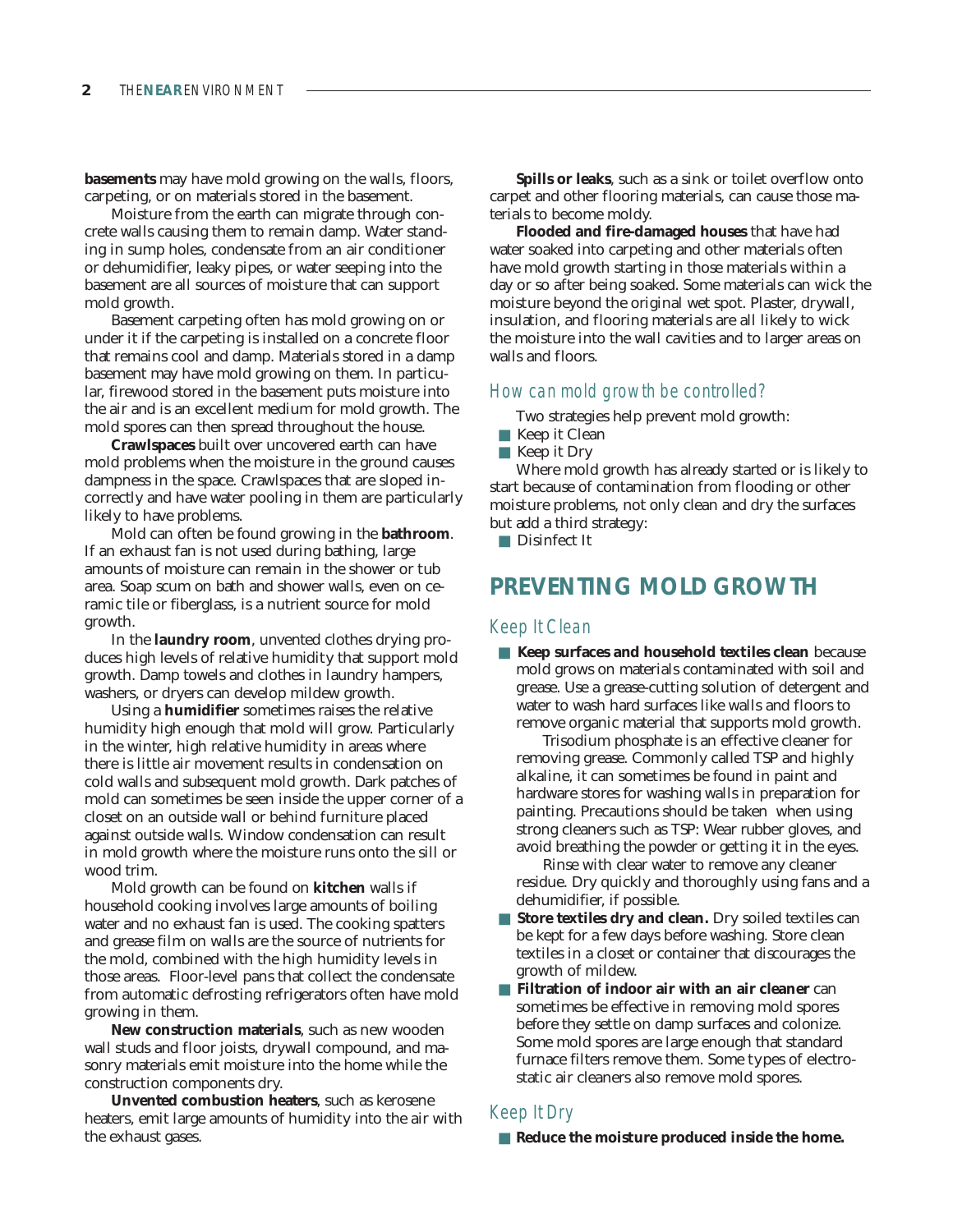**basements** may have mold growing on the walls, floors, carpeting, or on materials stored in the basement.

Moisture from the earth can migrate through concrete walls causing them to remain damp. Water standing in sump holes, condensate from an air conditioner or dehumidifier, leaky pipes, or water seeping into the basement are all sources of moisture that can support mold growth.

Basement carpeting often has mold growing on or under it if the carpeting is installed on a concrete floor that remains cool and damp. Materials stored in a damp basement may have mold growing on them. In particular, firewood stored in the basement puts moisture into the air and is an excellent medium for mold growth. The mold spores can then spread throughout the house.

**Crawlspaces** built over uncovered earth can have mold problems when the moisture in the ground causes dampness in the space. Crawlspaces that are sloped incorrectly and have water pooling in them are particularly likely to have problems.

Mold can often be found growing in the **bathroom**. If an exhaust fan is not used during bathing, large amounts of moisture can remain in the shower or tub area. Soap scum on bath and shower walls, even on ceramic tile or fiberglass, is a nutrient source for mold growth.

In the **laundry room**, unvented clothes drying produces high levels of relative humidity that support mold growth. Damp towels and clothes in laundry hampers, washers, or dryers can develop mildew growth.

Using a **humidifier** sometimes raises the relative humidity high enough that mold will grow. Particularly in the winter, high relative humidity in areas where there is little air movement results in condensation on cold walls and subsequent mold growth. Dark patches of mold can sometimes be seen inside the upper corner of a closet on an outside wall or behind furniture placed against outside walls. Window condensation can result in mold growth where the moisture runs onto the sill or wood trim.

Mold growth can be found on **kitchen** walls if household cooking involves large amounts of boiling water and no exhaust fan is used. The cooking spatters and grease film on walls are the source of nutrients for the mold, combined with the high humidity levels in those areas. Floor-level pans that collect the condensate from automatic defrosting refrigerators often have mold growing in them.

**New construction materials**, such as new wooden wall studs and floor joists, drywall compound, and masonry materials emit moisture into the home while the construction components dry.

**Unvented combustion heaters**, such as kerosene heaters, emit large amounts of humidity into the air with the exhaust gases.

**Spills or leaks**, such as a sink or toilet overflow onto carpet and other flooring materials, can cause those materials to become moldy.

**Flooded and fire-damaged houses** that have had water soaked into carpeting and other materials often have mold growth starting in those materials within a day or so after being soaked. Some materials can wick the moisture beyond the original wet spot. Plaster, drywall, insulation, and flooring materials are all likely to wick the moisture into the wall cavities and to larger areas on walls and floors.

### How can mold growth be controlled?

Two strategies help prevent mold growth:

- Keep it Clean
- Keep it Dry

Where mold growth has already started or is likely to start because of contamination from flooding or other moisture problems, not only clean and dry the surfaces but add a third strategy:

- Disinfect It

## PREVENTING MOLD GROWTH

### Keep It Clean

- **Keep surfaces and household textiles clean** because mold grows on materials contaminated with soil and grease. Use a grease-cutting solution of detergent and water to wash hard surfaces like walls and floors to remove organic material that supports mold growth.

  Trisodium phosphate is an effective cleaner for removing grease. Commonly called TSP and highly alkaline, it can sometimes be found in paint and hardware stores for washing walls in preparation for painting. Precautions should be taken when using strong cleaners such as TSP: Wear rubber gloves, and avoid breathing the powder or getting it in the eyes.

  Rinse with clear water to remove any cleaner residue. Dry quickly and thoroughly using fans and a dehumidifier, if possible.
- **Store textiles dry and clean.** Dry soiled textiles can be kept for a few days before washing. Store clean textiles in a closet or container that discourages the growth of mildew.
- **Filtration of indoor air with an air cleaner** can sometimes be effective in removing mold spores before they settle on damp surfaces and colonize. Some mold spores are large enough that standard furnace filters remove them. Some types of electrostatic air cleaners also remove mold spores.

### Keep It Dry

- **Reduce the moisture produced inside the home.**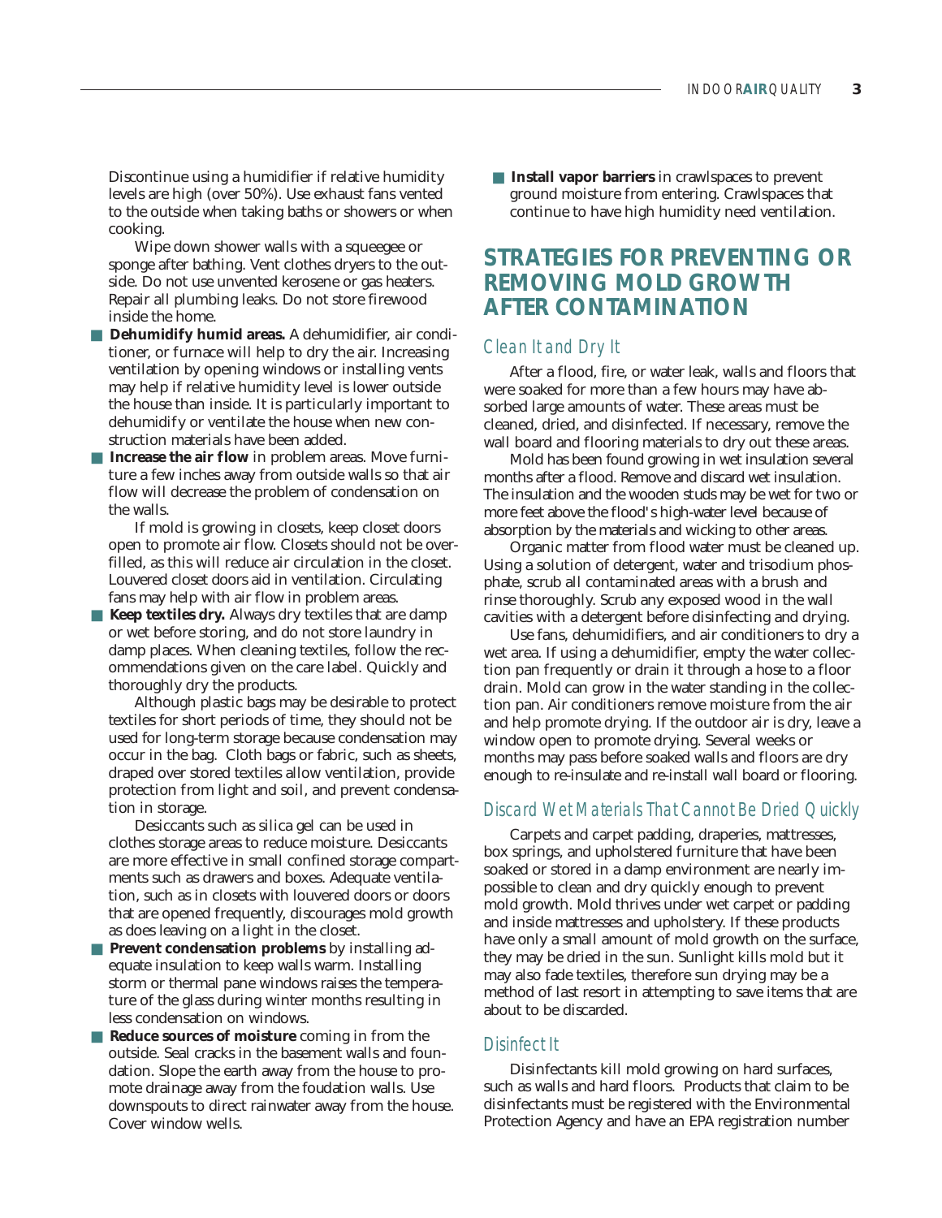Discontinue using a humidifier if relative humidity levels are high (over 50%). Use exhaust fans vented to the outside when taking baths or showers or when cooking.

Wipe down shower walls with a squeegee or sponge after bathing. Vent clothes dryers to the outside. Do not use unvented kerosene or gas heaters. Repair all plumbing leaks. Do not store firewood inside the home.

- **Dehumidify humid areas.** A dehumidifier, air conditioner, or furnace will help to dry the air. Increasing ventilation by opening windows or installing vents may help if relative humidity level is lower outside the house than inside. It is particularly important to dehumidify or ventilate the house when new construction materials have been added.
- **Increase the air flow** in problem areas. Move furniture a few inches away from outside walls so that air flow will decrease the problem of condensation on the walls.

  If mold is growing in closets, keep closet doors open to promote air flow. Closets should not be overfilled, as this will reduce air circulation in the closet. Louvered closet doors aid in ventilation. Circulating fans may help with air flow in problem areas.
- **Keep textiles dry.** Always dry textiles that are damp or wet before storing, and do not store laundry in damp places. When cleaning textiles, follow the recommendations given on the care label. Quickly and thoroughly dry the products.

  Although plastic bags may be desirable to protect textiles for short periods of time, they should not be used for long-term storage because condensation may occur in the bag. Cloth bags or fabric, such as sheets, draped over stored textiles allow ventilation, provide protection from light and soil, and prevent condensation in storage.

  Desiccants such as silica gel can be used in clothes storage areas to reduce moisture. Desiccants are more effective in small confined storage compartments such as drawers and boxes. Adequate ventilation, such as in closets with louvered doors or doors that are opened frequently, discourages mold growth as does leaving on a light in the closet.
- **Prevent condensation problems** by installing adequate insulation to keep walls warm. Installing storm or thermal pane windows raises the temperature of the glass during winter months resulting in less condensation on windows.
- **Reduce sources of moisture** coming in from the outside. Seal cracks in the basement walls and foundation. Slope the earth away from the house to promote drainage away from the foudation walls. Use downspouts to direct rainwater away from the house. Cover window wells.
- **Install vapor barriers** in crawlspaces to prevent ground moisture from entering. Crawlspaces that continue to have high humidity need ventilation.

## STRATEGIES FOR PREVENTING OR REMOVING MOLD GROWTH AFTER CONTAMINATION

### Clean It and Dry It

After a flood, fire, or water leak, walls and floors that were soaked for more than a few hours may have absorbed large amounts of water. These areas must be cleaned, dried, and disinfected. If necessary, remove the wall board and flooring materials to dry out these areas.

Mold has been found growing in wet insulation several months after a flood. Remove and discard wet insulation. The insulation and the wooden studs may be wet for two or more feet above the flood's high-water level because of absorption by the materials and wicking to other areas.

Organic matter from flood water must be cleaned up. Using a solution of detergent, water and trisodium phosphate, scrub all contaminated areas with a brush and rinse thoroughly. Scrub any exposed wood in the wall cavities with a detergent before disinfecting and drying.

Use fans, dehumidifiers, and air conditioners to dry a wet area. If using a dehumidifier, empty the water collection pan frequently or drain it through a hose to a floor drain. Mold can grow in the water standing in the collection pan. Air conditioners remove moisture from the air and help promote drying. If the outdoor air is dry, leave a window open to promote drying. Several weeks or months may pass before soaked walls and floors are dry enough to re-insulate and re-install wall board or flooring.

### Discard Wet Materials That Cannot Be Dried Quickly

Carpets and carpet padding, draperies, mattresses, box springs, and upholstered furniture that have been soaked or stored in a damp environment are nearly impossible to clean and dry quickly enough to prevent mold growth. Mold thrives under wet carpet or padding and inside mattresses and upholstery. If these products have only a small amount of mold growth on the surface, they may be dried in the sun. Sunlight kills mold but it may also fade textiles, therefore sun drying may be a method of last resort in attempting to save items that are about to be discarded.

### Disinfect It

Disinfectants kill mold growing on hard surfaces, such as walls and hard floors. Products that claim to be disinfectants must be registered with the Environmental Protection Agency and have an EPA registration number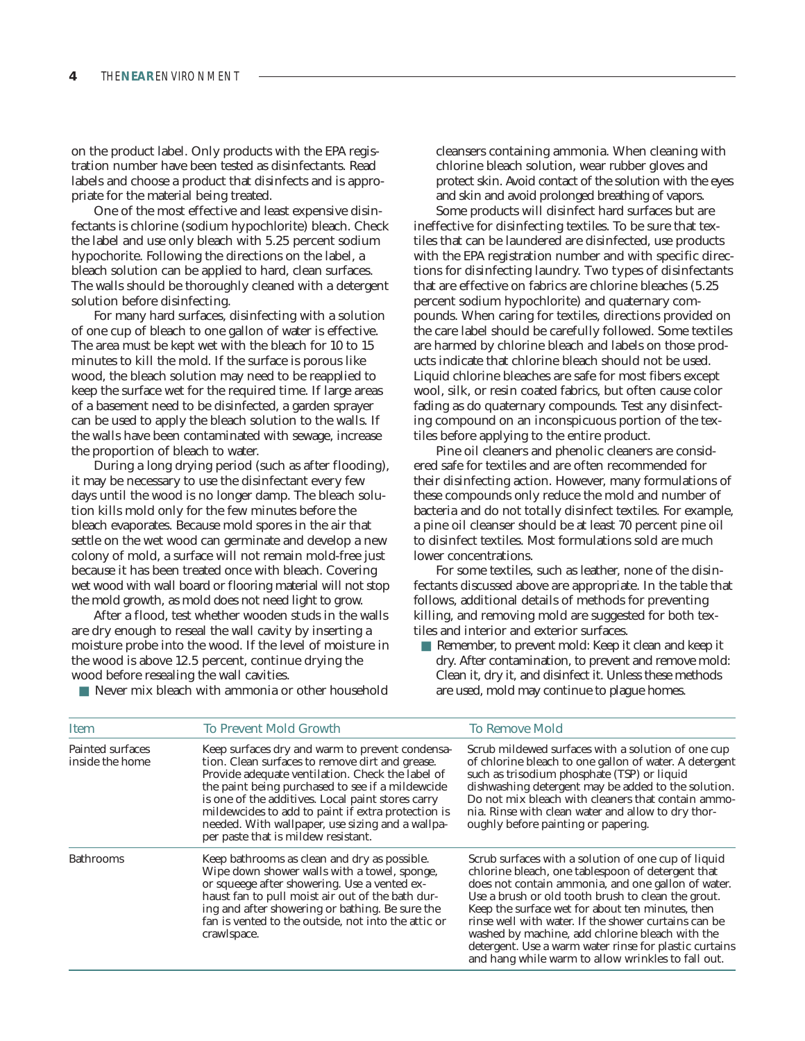on the product label. Only products with the EPA registration number have been tested as disinfectants. Read labels and choose a product that disinfects and is appropriate for the material being treated.

One of the most effective and least expensive disinfectants is chlorine (sodium hypochlorite) bleach. Check the label and use only bleach with 5.25 percent sodium hypochorite. Following the directions on the label, a bleach solution can be applied to hard, clean surfaces. The walls should be thoroughly cleaned with a detergent solution before disinfecting.

For many hard surfaces, disinfecting with a solution of one cup of bleach to one gallon of water is effective. The area must be kept wet with the bleach for 10 to 15 minutes to kill the mold. If the surface is porous like wood, the bleach solution may need to be reapplied to keep the surface wet for the required time. If large areas of a basement need to be disinfected, a garden sprayer can be used to apply the bleach solution to the walls. If the walls have been contaminated with sewage, increase the proportion of bleach to water.

During a long drying period (such as after flooding), it may be necessary to use the disinfectant every few days until the wood is no longer damp. The bleach solution kills mold only for the few minutes before the bleach evaporates. Because mold spores in the air that settle on the wet wood can germinate and develop a new colony of mold, a surface will not remain mold-free just because it has been treated once with bleach. Covering wet wood with wall board or flooring material will not stop the mold growth, as mold does not need light to grow.

After a flood, test whether wooden studs in the walls are dry enough to reseal the wall cavity by inserting a moisture probe into the wood. If the level of moisture in the wood is above 12.5 percent, continue drying the wood before resealing the wall cavities.

- Never mix bleach with ammonia or other household cleansers containing ammonia. When cleaning with chlorine bleach solution, wear rubber gloves and protect skin. Avoid contact of the solution with the eyes and skin and avoid prolonged breathing of vapors.

Some products will disinfect hard surfaces but are ineffective for disinfecting textiles. To be sure that textiles that can be laundered are disinfected, use products with the EPA registration number and with specific directions for disinfecting laundry. Two types of disinfectants that are effective on fabrics are chlorine bleaches (5.25 percent sodium hypochlorite) and quaternary compounds. When caring for textiles, directions provided on the care label should be carefully followed. Some textiles are harmed by chlorine bleach and labels on those products indicate that chlorine bleach should not be used. Liquid chlorine bleaches are safe for most fibers except wool, silk, or resin coated fabrics, but often cause color fading as do quaternary compounds. Test any disinfecting compound on an inconspicuous portion of the textiles before applying to the entire product.

Pine oil cleaners and phenolic cleaners are considered safe for textiles and are often recommended for their disinfecting action. However, many formulations of these compounds only reduce the mold and number of bacteria and do not totally disinfect textiles. For example, a pine oil cleanser should be at least 70 percent pine oil to disinfect textiles. Most formulations sold are much lower concentrations.

For some textiles, such as leather, none of the disinfectants discussed above are appropriate. In the table that follows, additional details of methods for preventing killing, and removing mold are suggested for both textiles and interior and exterior surfaces.

- Remember, to prevent mold: Keep it clean and keep it dry. After contamination, to prevent and remove mold: Clean it, dry it, and disinfect it. Unless these methods are used, mold may continue to plague homes.

| Item | To Prevent Mold Growth | To Remove Mold |
|---|---|---|
| Painted surfaces inside the home | Keep surfaces dry and warm to prevent condensation. Clean surfaces to remove dirt and grease. Provide adequate ventilation. Check the label of the paint being purchased to see if a mildewcide is one of the additives. Local paint stores carry mildewcides to add to paint if extra protection is needed. With wallpaper, use sizing and a wallpaper paste that is mildew resistant. | Scrub mildewed surfaces with a solution of one cup of chlorine bleach to one gallon of water. A detergent such as trisodium phosphate (TSP) or liquid dishwashing detergent may be added to the solution. Do not mix bleach with cleaners that contain ammonia. Rinse with clean water and allow to dry thoroughly before painting or papering. |
| Bathrooms | Keep bathrooms as clean and dry as possible. Wipe down shower walls with a towel, sponge, or squeege after showering. Use a vented exhaust fan to pull moist air out of the bath during and after showering or bathing. Be sure the fan is vented to the outside, not into the attic or crawlspace. | Scrub surfaces with a solution of one cup of liquid chlorine bleach, one tablespoon of detergent that does not contain ammonia, and one gallon of water. Use a brush or old tooth brush to clean the grout. Keep the surface wet for about ten minutes, then rinse well with water. If the shower curtains can be washed by machine, add chlorine bleach with the detergent. Use a warm water rinse for plastic curtains and hang while warm to allow wrinkles to fall out. |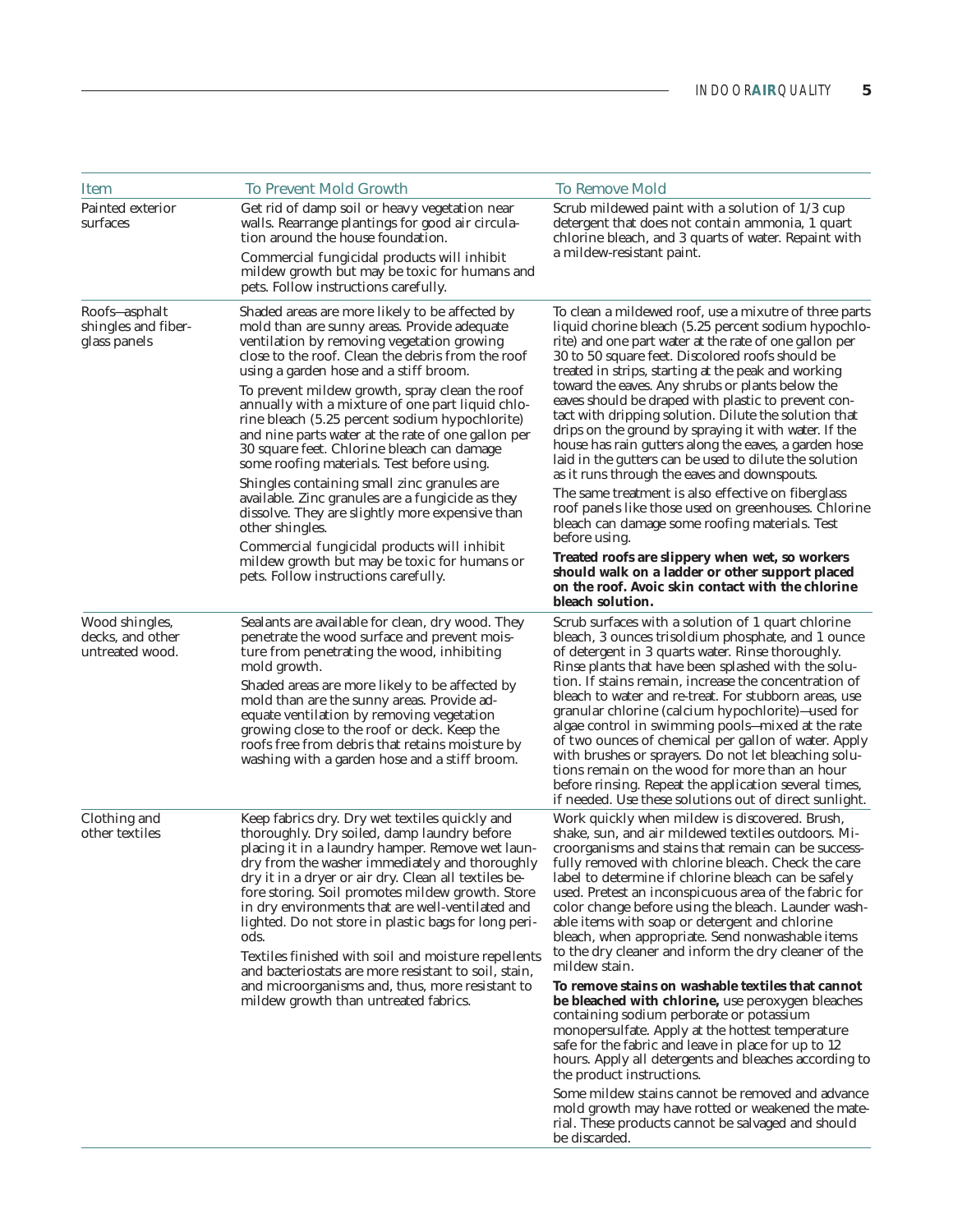| Item | To Prevent Mold Growth | To Remove Mold |
|---|---|---|
| Painted exterior surfaces | Get rid of damp soil or heavy vegetation near walls. Rearrange plantings for good air circulation around the house foundation.<br><br>Commercial fungicidal products will inhibit mildew growth but may be toxic for humans and pets. Follow instructions carefully. | Scrub mildewed paint with a solution of 1/3 cup detergent that does not contain ammonia, 1 quart chlorine bleach, and 3 quarts of water. Repaint with a mildew-resistant paint. |
| Roofs—asphalt shingles and fiberglass panels | Shaded areas are more likely to be affected by mold than are sunny areas. Provide adequate ventilation by removing vegetation growing close to the roof. Clean the debris from the roof using a garden hose and a stiff broom.<br><br>To prevent mildew growth, spray clean the roof annually with a mixture of one part liquid chlorine bleach (5.25 percent sodium hypochlorite) and nine parts water at the rate of one gallon per 30 square feet. Chlorine bleach can damage some roofing materials. Test before using.<br><br>Shingles containing small zinc granules are available. Zinc granules are a fungicide as they dissolve. They are slightly more expensive than other shingles.<br><br>Commercial fungicidal products will inhibit mildew growth but may be toxic for humans or pets. Follow instructions carefully. | To clean a mildewed roof, use a mixutre of three parts liquid chorine bleach (5.25 percent sodium hypochlorite) and one part water at the rate of one gallon per 30 to 50 square feet. Discolored roofs should be treated in strips, starting at the peak and working toward the eaves. Any shrubs or plants below the eaves should be draped with plastic to prevent contact with dripping solution. Dilute the solution that drips on the ground by spraying it with water. If the house has rain gutters along the eaves, a garden hose laid in the gutters can be used to dilute the solution as it runs through the eaves and downspouts.<br><br>The same treatment is also effective on fiberglass roof panels like those used on greenhouses. Chlorine bleach can damage some roofing materials. Test before using.<br><br>**Treated roofs are slippery when wet, so workers should walk on a ladder or other support placed on the roof. Avoic skin contact with the chlorine bleach solution.** |
| Wood shingles, decks, and other untreated wood. | Sealants are available for clean, dry wood. They penetrate the wood surface and prevent moisture from penetrating the wood, inhibiting mold growth.<br><br>Shaded areas are more likely to be affected by mold than are the sunny areas. Provide adequate ventilation by removing vegetation growing close to the roof or deck. Keep the roofs free from debris that retains moisture by washing with a garden hose and a stiff broom. | Scrub surfaces with a solution of 1 quart chlorine bleach, 3 ounces trisoldium phosphate, and 1 ounce of detergent in 3 quarts water. Rinse thoroughly. Rinse plants that have been splashed with the solution. If stains remain, increase the concentration of bleach to water and re-treat. For stubborn areas, use granular chlorine (calcium hypochlorite)—used for algae control in swimming pools—mixed at the rate of two ounces of chemical per gallon of water. Apply with brushes or sprayers. Do not let bleaching solutions remain on the wood for more than an hour before rinsing. Repeat the application several times, if needed. Use these solutions out of direct sunlight. |
| Clothing and other textiles | Keep fabrics dry. Dry wet textiles quickly and thoroughly. Dry soiled, damp laundry before placing it in a laundry hamper. Remove wet laundry from the washer immediately and thoroughly dry it in a dryer or air dry. Clean all textiles before storing. Soil promotes mildew growth. Store in dry environments that are well-ventilated and lighted. Do not store in plastic bags for long periods.<br><br>Textiles finished with soil and moisture repellents and bacteriostats are more resistant to soil, stain, and microorganisms and, thus, more resistant to mildew growth than untreated fabrics. | Work quickly when mildew is discovered. Brush, shake, sun, and air mildewed textiles outdoors. Microorganisms and stains that remain can be successfully removed with chlorine bleach. Check the care label to determine if chlorine bleach can be safely used. Pretest an inconspicuous area of the fabric for color change before using the bleach. Launder washable items with soap or detergent and chlorine bleach, when appropriate. Send nonwashable items to the dry cleaner and inform the dry cleaner of the mildew stain.<br><br>**To remove stains on washable textiles that cannot be bleached with chlorine,** use peroxygen bleaches containing sodium perborate or potassium monopersulfate. Apply at the hottest temperature safe for the fabric and leave in place for up to 12 hours. Apply all detergents and bleaches according to the product instructions.<br><br>Some mildew stains cannot be removed and advance mold growth may have rotted or weakened the material. These products cannot be salvaged and should be discarded. |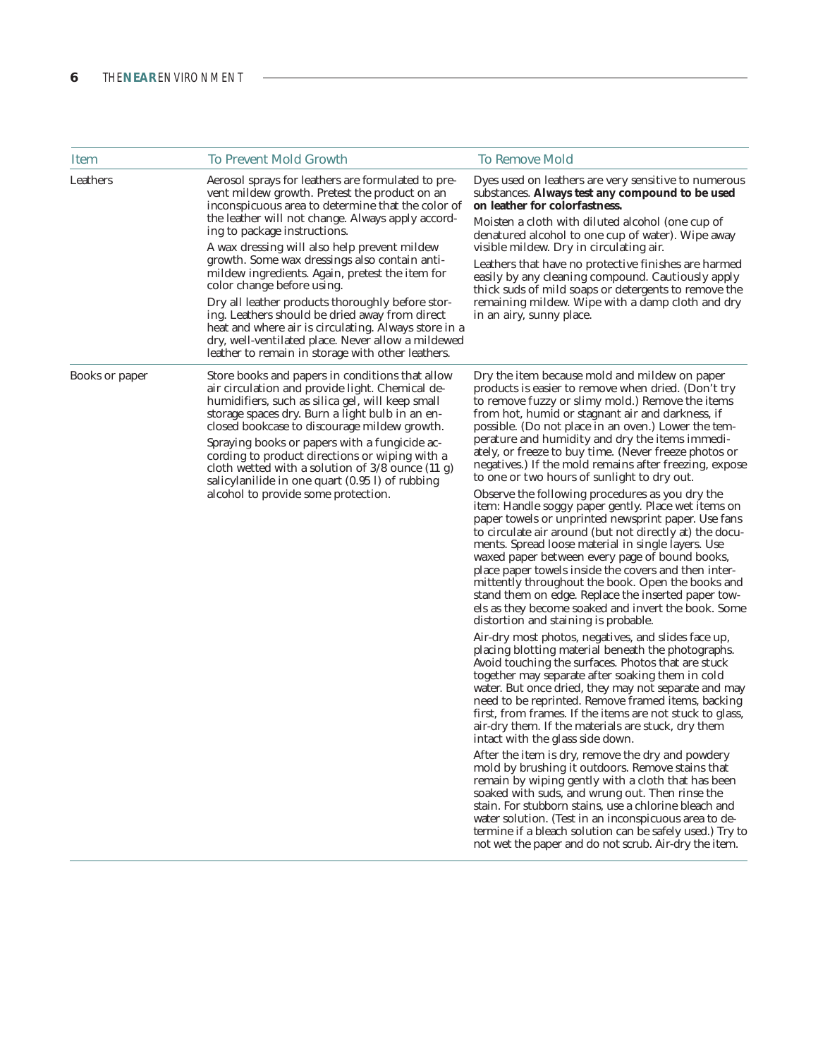| Item | To Prevent Mold Growth | To Remove Mold |
|---|---|---|
| Leathers | Aerosol sprays for leathers are formulated to prevent mildew growth. Pretest the product on an inconspicuous area to determine that the color of the leather will not change. Always apply according to package instructions.<br><br>A wax dressing will also help prevent mildew growth. Some wax dressings also contain anti-mildew ingredients. Again, pretest the item for color change before using.<br><br>Dry all leather products thoroughly before storing. Leathers should be dried away from direct heat and where air is circulating. Always store in a dry, well-ventilated place. Never allow a mildewed leather to remain in storage with other leathers. | Dyes used on leathers are very sensitive to numerous substances. **Always test any compound to be used on leather for colorfastness.**<br><br>Moisten a cloth with diluted alcohol (one cup of denatured alcohol to one cup of water). Wipe away visible mildew. Dry in circulating air.<br><br>Leathers that have no protective finishes are harmed easily by any cleaning compound. Cautiously apply thick suds of mild soaps or detergents to remove the remaining mildew. Wipe with a damp cloth and dry in an airy, sunny place. |
| Books or paper | Store books and papers in conditions that allow air circulation and provide light. Chemical dehumidifiers, such as silica gel, will keep small storage spaces dry. Burn a light bulb in an enclosed bookcase to discourage mildew growth.<br><br>Spraying books or papers with a fungicide according to product directions or wiping with a cloth wetted with a solution of 3/8 ounce (11 g) salicylanilide in one quart (0.95 l) of rubbing alcohol to provide some protection. | Dry the item because mold and mildew on paper products is easier to remove when dried. (Don't try to remove fuzzy or slimy mold.) Remove the items from hot, humid or stagnant air and darkness, if possible. (Do not place in an oven.) Lower the temperature and humidity and dry the items immediately, or freeze to buy time. (Never freeze photos or negatives.) If the mold remains after freezing, expose to one or two hours of sunlight to dry out.<br><br>Observe the following procedures as you dry the item: Handle soggy paper gently. Place wet items on paper towels or unprinted newsprint paper. Use fans to circulate air around (but not directly at) the documents. Spread loose material in single layers. Use waxed paper between every page of bound books, place paper towels inside the covers and then intermittently throughout the book. Open the books and stand them on edge. Replace the inserted paper towels as they become soaked and invert the book. Some distortion and staining is probable.<br><br>Air-dry most photos, negatives, and slides face up, placing blotting material beneath the photographs. Avoid touching the surfaces. Photos that are stuck together may separate after soaking them in cold water. But once dried, they may not separate and may need to be reprinted. Remove framed items, backing first, from frames. If the items are not stuck to glass, air-dry them. If the materials are stuck, dry them intact with the glass side down.<br><br>After the item is dry, remove the dry and powdery mold by brushing it outdoors. Remove stains that remain by wiping gently with a cloth that has been soaked with suds, and wrung out. Then rinse the stain. For stubborn stains, use a chlorine bleach and water solution. (Test in an inconspicuous area to determine if a bleach solution can be safely used.) Try to not wet the paper and do not scrub. Air-dry the item. |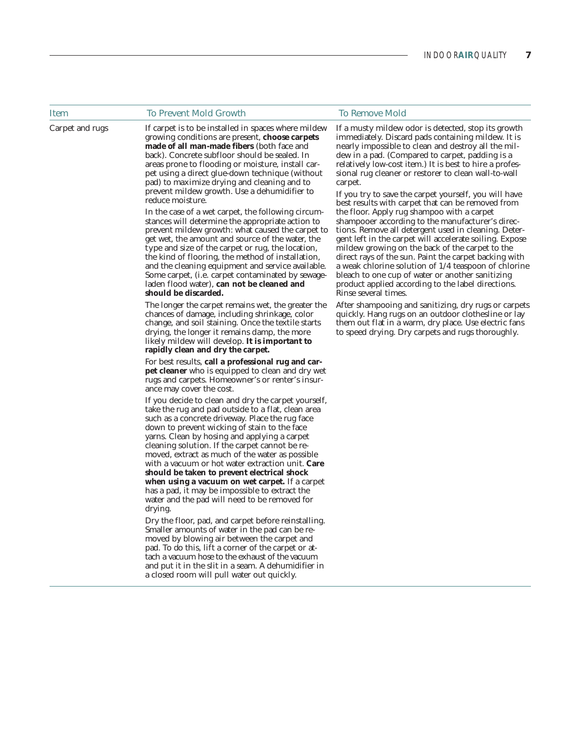| Item | To Prevent Mold Growth | To Remove Mold |
|---|---|---|
| Carpet and rugs | If carpet is to be installed in spaces where mildew growing conditions are present, **choose carpets made of all man-made fibers** (both face and back). Concrete subfloor should be sealed. In areas prone to flooding or moisture, install carpet using a direct glue-down technique (without pad) to maximize drying and cleaning and to prevent mildew growth. Use a dehumidifier to reduce moisture.<br><br>In the case of a wet carpet, the following circumstances will determine the appropriate action to prevent mildew growth: what caused the carpet to get wet, the amount and source of the water, the type and size of the carpet or rug, the location, the kind of flooring, the method of installation, and the cleaning equipment and service available. Some carpet, (i.e. carpet contaminated by sewage-laden flood water), **can not be cleaned and should be discarded.**<br><br>The longer the carpet remains wet, the greater the chances of damage, including shrinkage, color change, and soil staining. Once the textile starts drying, the longer it remains damp, the more likely mildew will develop. **It is important to rapidly clean and dry the carpet.**<br><br>For best results, **call a professional rug and carpet cleaner** who is equipped to clean and dry wet rugs and carpets. Homeowner's or renter's insurance may cover the cost.<br><br>If you decide to clean and dry the carpet yourself, take the rug and pad outside to a flat, clean area such as a concrete driveway. Place the rug face down to prevent wicking of stain to the face yarns. Clean by hosing and applying a carpet cleaning solution. If the carpet cannot be removed, extract as much of the water as possible with a vacuum or hot water extraction unit. **Care should be taken to prevent electrical shock when using a vacuum on wet carpet.** If a carpet has a pad, it may be impossible to extract the water and the pad will need to be removed for drying.<br><br>Dry the floor, pad, and carpet before reinstalling. Smaller amounts of water in the pad can be removed by blowing air between the carpet and pad. To do this, lift a corner of the carpet or attach a vacuum hose to the exhaust of the vacuum and put it in the slit in a seam. A dehumidifier in a closed room will pull water out quickly. | If a musty mildew odor is detected, stop its growth immediately. Discard pads containing mildew. It is nearly impossible to clean and destroy all the mildew in a pad. (Compared to carpet, padding is a relatively low-cost item.) It is best to hire a professional rug cleaner or restorer to clean wall-to-wall carpet.<br><br>If you try to save the carpet yourself, you will have best results with carpet that can be removed from the floor. Apply rug shampoo with a carpet shampooer according to the manufacturer's directions. Remove all detergent used in cleaning. Detergent left in the carpet will accelerate soiling. Expose mildew growing on the back of the carpet to the direct rays of the sun. Paint the carpet backing with a weak chlorine solution of 1/4 teaspoon of chlorine bleach to one cup of water or another sanitizing product applied according to the label directions. Rinse several times.<br><br>After shampooing and sanitizing, dry rugs or carpets quickly. Hang rugs on an outdoor clothesline or lay them out flat in a warm, dry place. Use electric fans to speed drying. Dry carpets and rugs thoroughly. |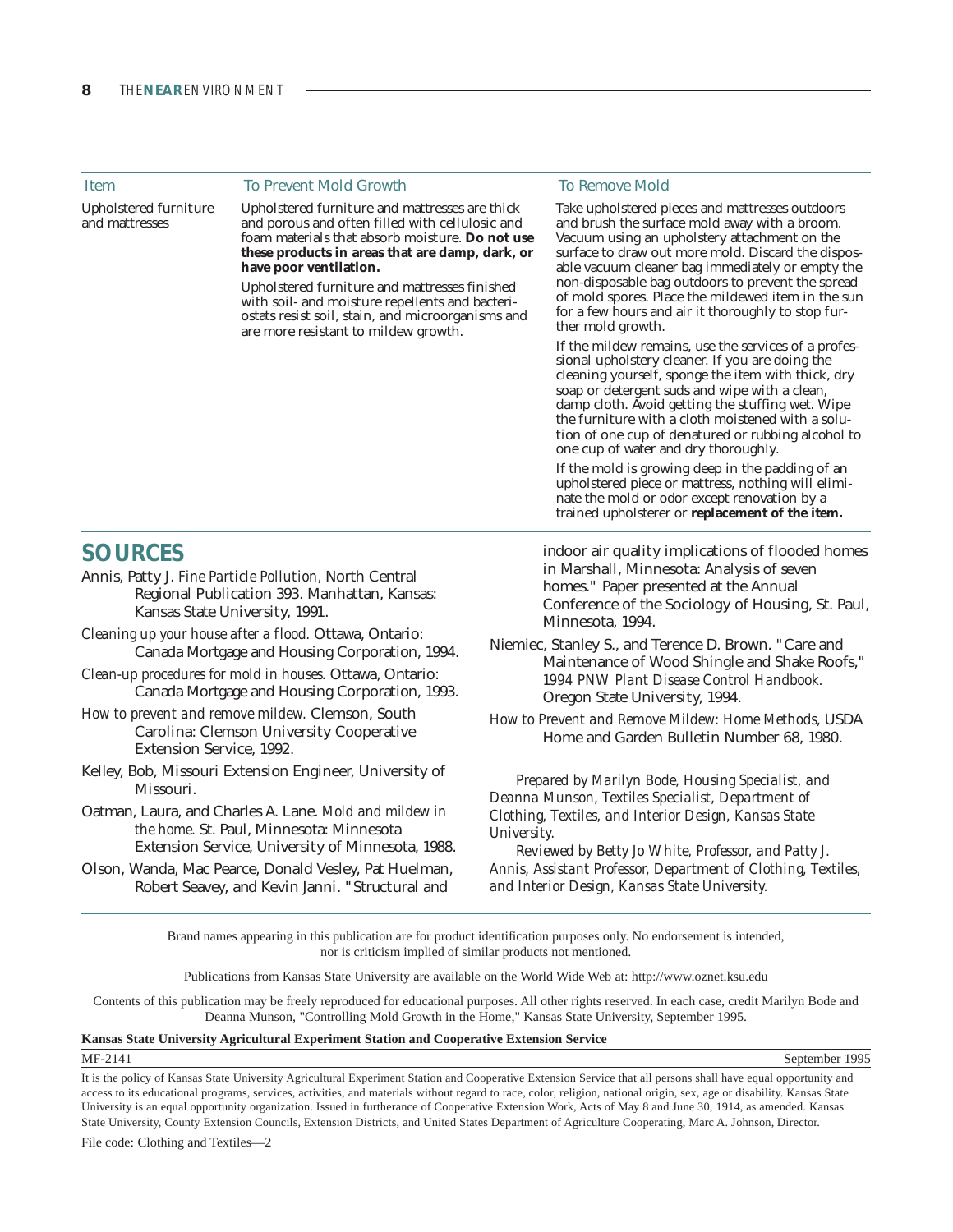| Item | To Prevent Mold Growth | To Remove Mold |
|---|---|---|
| Upholstered furniture and mattresses | Upholstered furniture and mattresses are thick and porous and often filled with cellulosic and foam materials that absorb moisture. **Do not use these products in areas that are damp, dark, or have poor ventilation.**<br><br>Upholstered furniture and mattresses finished with soil- and moisture repellents and bacteriostats resist soil, stain, and microorganisms and are more resistant to mildew growth. | Take upholstered pieces and mattresses outdoors and brush the surface mold away with a broom. Vacuum using an upholstery attachment on the surface to draw out more mold. Discard the disposable vacuum cleaner bag immediately or empty the non-disposable bag outdoors to prevent the spread of mold spores. Place the mildewed item in the sun for a few hours and air it thoroughly to stop further mold growth.<br><br>If the mildew remains, use the services of a professional upholstery cleaner. If you are doing the cleaning yourself, sponge the item with thick, dry soap or detergent suds and wipe with a clean, damp cloth. Avoid getting the stuffing wet. Wipe the furniture with a cloth moistened with a solution of one cup of denatured or rubbing alcohol to one cup of water and dry thoroughly.<br><br>If the mold is growing deep in the padding of an upholstered piece or mattress, nothing will eliminate the mold or odor except renovation by a trained upholsterer or **replacement of the item.** |

## SOURCES

Annis, Patty J. *Fine Particle Pollution*, North Central Regional Publication 393. Manhattan, Kansas: Kansas State University, 1991.

*Cleaning up your house after a flood.* Ottawa, Ontario: Canada Mortgage and Housing Corporation, 1994.

*Clean-up procedures for mold in houses.* Ottawa, Ontario: Canada Mortgage and Housing Corporation, 1993.

*How to prevent and remove mildew.* Clemson, South Carolina: Clemson University Cooperative Extension Service, 1992.

Kelley, Bob, Missouri Extension Engineer, University of Missouri.

Oatman, Laura, and Charles A. Lane. *Mold and mildew in the home.* St. Paul, Minnesota: Minnesota Extension Service, University of Minnesota, 1988.

Olson, Wanda, Mac Pearce, Donald Vesley, Pat Huelman, Robert Seavey, and Kevin Janni. "Structural and indoor air quality implications of flooded homes in Marshall, Minnesota: Analysis of seven homes." Paper presented at the Annual Conference of the Sociology of Housing, St. Paul, Minnesota, 1994.

Niemiec, Stanley S., and Terence D. Brown. "Care and Maintenance of Wood Shingle and Shake Roofs," *1994 PNW Plant Disease Control Handbook.* Oregon State University, 1994.

*How to Prevent and Remove Mildew: Home Methods*, USDA Home and Garden Bulletin Number 68, 1980.

*Prepared by Marilyn Bode, Housing Specialist, and Deanna Munson, Textiles Specialist, Department of Clothing, Textiles, and Interior Design, Kansas State University.*

*Reviewed by Betty Jo White, Professor, and Patty J. Annis, Assistant Professor, Department of Clothing, Textiles, and Interior Design, Kansas State University.*

Brand names appearing in this publication are for product identification purposes only. No endorsement is intended, nor is criticism implied of similar products not mentioned.

Publications from Kansas State University are available on the World Wide Web at: http://www.oznet.ksu.edu

Contents of this publication may be freely reproduced for educational purposes. All other rights reserved. In each case, credit Marilyn Bode and Deanna Munson, "Controlling Mold Growth in the Home," Kansas State University, September 1995.

**Kansas State University Agricultural Experiment Station and Cooperative Extension Service**

MF-2141 September 1995

It is the policy of Kansas State University Agricultural Experiment Station and Cooperative Extension Service that all persons shall have equal opportunity and access to its educational programs, services, activities, and materials without regard to race, color, religion, national origin, sex, age or disability. Kansas State University is an equal opportunity organization. Issued in furtherance of Cooperative Extension Work, Acts of May 8 and June 30, 1914, as amended. Kansas State University, County Extension Councils, Extension Districts, and United States Department of Agriculture Cooperating, Marc A. Johnson, Director.

File code: Clothing and Textiles—2